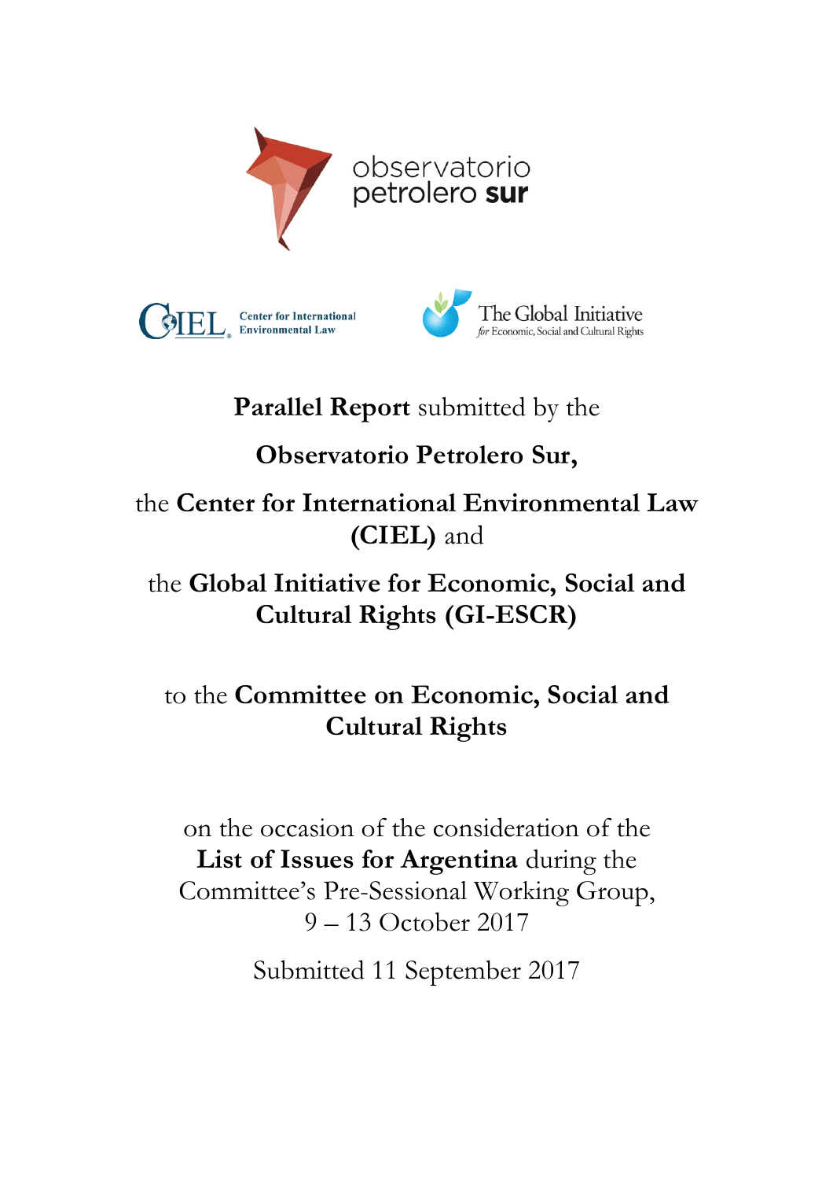observatorio petrolero sur

CIEL Center for International Environmental Law

The Global Initiative for Economic, Social and Cultural Rights

**Parallel Report** submitted by the

**Observatorio Petrolero Sur,**

the **Center for International Environmental Law (CIEL)** and

the **Global Initiative for Economic, Social and Cultural Rights (GI-ESCR)**

to the **Committee on Economic, Social and Cultural Rights**

on the occasion of the consideration of the **List of Issues for Argentina** during the Committee's Pre-Sessional Working Group, 9 – 13 October 2017

Submitted 11 September 2017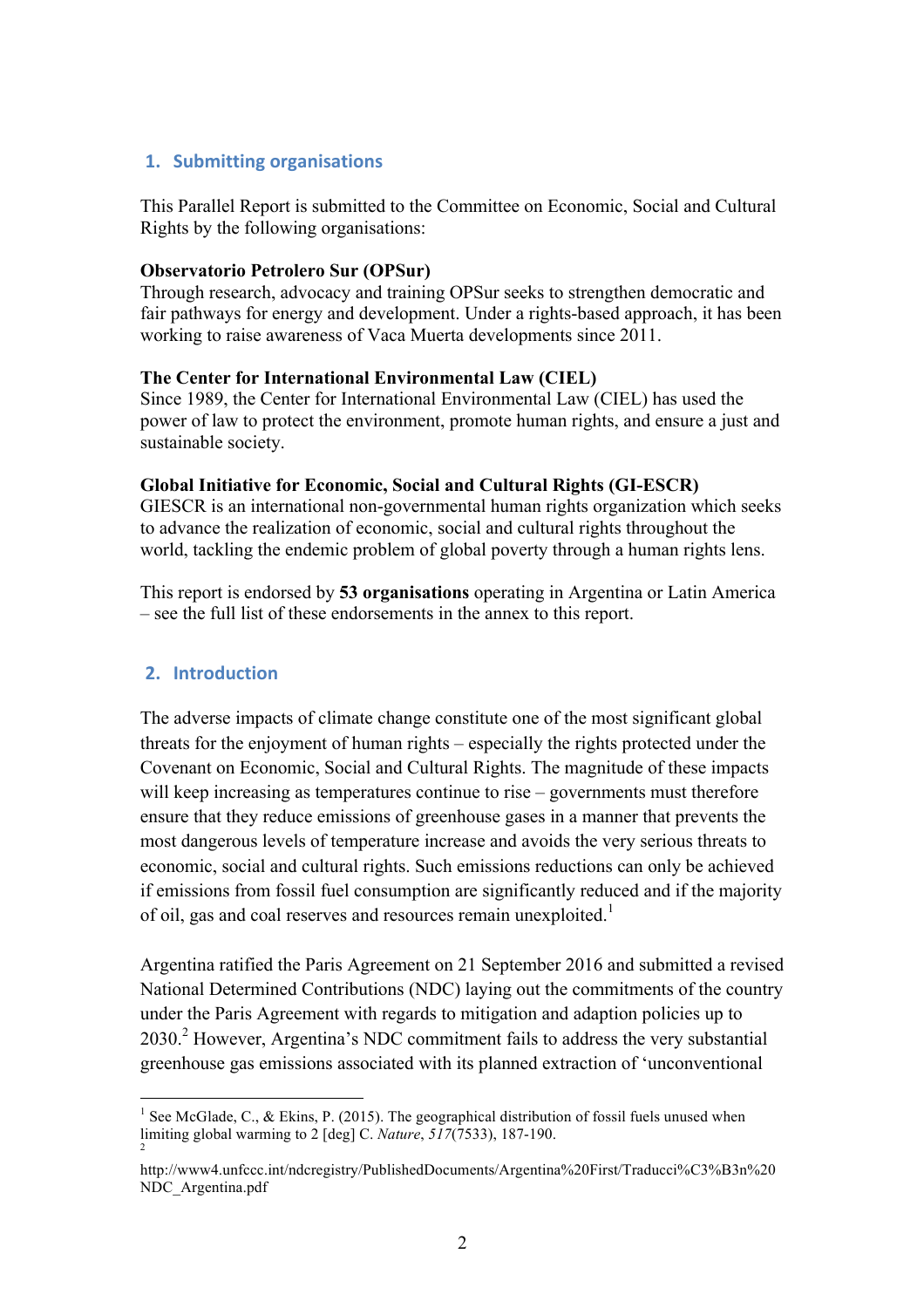## 1. Submitting organisations

This Parallel Report is submitted to the Committee on Economic, Social and Cultural Rights by the following organisations:

**Observatorio Petrolero Sur (OPSur)**
Through research, advocacy and training OPSur seeks to strengthen democratic and fair pathways for energy and development. Under a rights-based approach, it has been working to raise awareness of Vaca Muerta developments since 2011.

**The Center for International Environmental Law (CIEL)**
Since 1989, the Center for International Environmental Law (CIEL) has used the power of law to protect the environment, promote human rights, and ensure a just and sustainable society.

**Global Initiative for Economic, Social and Cultural Rights (GI-ESCR)**
GIESCR is an international non-governmental human rights organization which seeks to advance the realization of economic, social and cultural rights throughout the world, tackling the endemic problem of global poverty through a human rights lens.

This report is endorsed by **53 organisations** operating in Argentina or Latin America – see the full list of these endorsements in the annex to this report.

## 2. Introduction

The adverse impacts of climate change constitute one of the most significant global threats for the enjoyment of human rights – especially the rights protected under the Covenant on Economic, Social and Cultural Rights. The magnitude of these impacts will keep increasing as temperatures continue to rise – governments must therefore ensure that they reduce emissions of greenhouse gases in a manner that prevents the most dangerous levels of temperature increase and avoids the very serious threats to economic, social and cultural rights. Such emissions reductions can only be achieved if emissions from fossil fuel consumption are significantly reduced and if the majority of oil, gas and coal reserves and resources remain unexploited.[1]

Argentina ratified the Paris Agreement on 21 September 2016 and submitted a revised National Determined Contributions (NDC) laying out the commitments of the country under the Paris Agreement with regards to mitigation and adaption policies up to 2030.[2] However, Argentina's NDC commitment fails to address the very substantial greenhouse gas emissions associated with its planned extraction of 'unconventional

---

[1] See McGlade, C., & Ekins, P. (2015). The geographical distribution of fossil fuels unused when limiting global warming to 2 [deg] C. *Nature*, *517*(7533), 187-190.

[2] http://www4.unfccc.int/ndcregistry/PublishedDocuments/Argentina%20First/Traducci%C3%B3n%20NDC_Argentina.pdf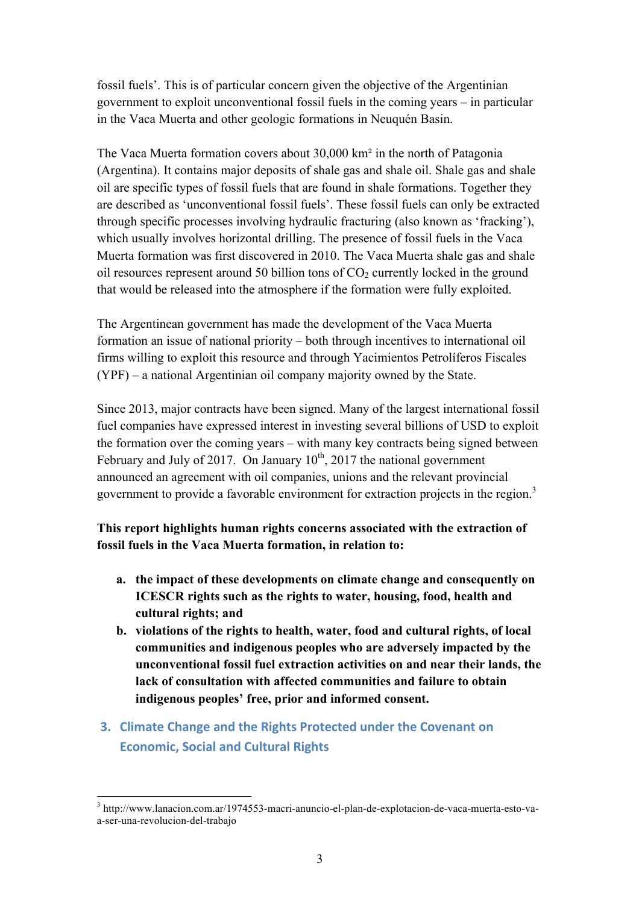fossil fuels'. This is of particular concern given the objective of the Argentinian government to exploit unconventional fossil fuels in the coming years – in particular in the Vaca Muerta and other geologic formations in Neuquén Basin.

The Vaca Muerta formation covers about 30,000 km² in the north of Patagonia (Argentina). It contains major deposits of shale gas and shale oil. Shale gas and shale oil are specific types of fossil fuels that are found in shale formations. Together they are described as 'unconventional fossil fuels'. These fossil fuels can only be extracted through specific processes involving hydraulic fracturing (also known as 'fracking'), which usually involves horizontal drilling. The presence of fossil fuels in the Vaca Muerta formation was first discovered in 2010. The Vaca Muerta shale gas and shale oil resources represent around 50 billion tons of $CO_2$ currently locked in the ground that would be released into the atmosphere if the formation were fully exploited.

The Argentinean government has made the development of the Vaca Muerta formation an issue of national priority – both through incentives to international oil firms willing to exploit this resource and through Yacimientos Petrolíferos Fiscales (YPF) – a national Argentinian oil company majority owned by the State.

Since 2013, major contracts have been signed. Many of the largest international fossil fuel companies have expressed interest in investing several billions of USD to exploit the formation over the coming years – with many key contracts being signed between February and July of 2017. On January 10th, 2017 the national government announced an agreement with oil companies, unions and the relevant provincial government to provide a favorable environment for extraction projects in the region.[3]

**This report highlights human rights concerns associated with the extraction of fossil fuels in the Vaca Muerta formation, in relation to:**

a. **the impact of these developments on climate change and consequently on ICESCR rights such as the rights to water, housing, food, health and cultural rights; and**
b. **violations of the rights to health, water, food and cultural rights, of local communities and indigenous peoples who are adversely impacted by the unconventional fossil fuel extraction activities on and near their lands, the lack of consultation with affected communities and failure to obtain indigenous peoples' free, prior and informed consent.**

## 3. Climate Change and the Rights Protected under the Covenant on Economic, Social and Cultural Rights

[3] http://www.lanacion.com.ar/1974553-macri-anuncio-el-plan-de-explotacion-de-vaca-muerta-esto-va-a-ser-una-revolucion-del-trabajo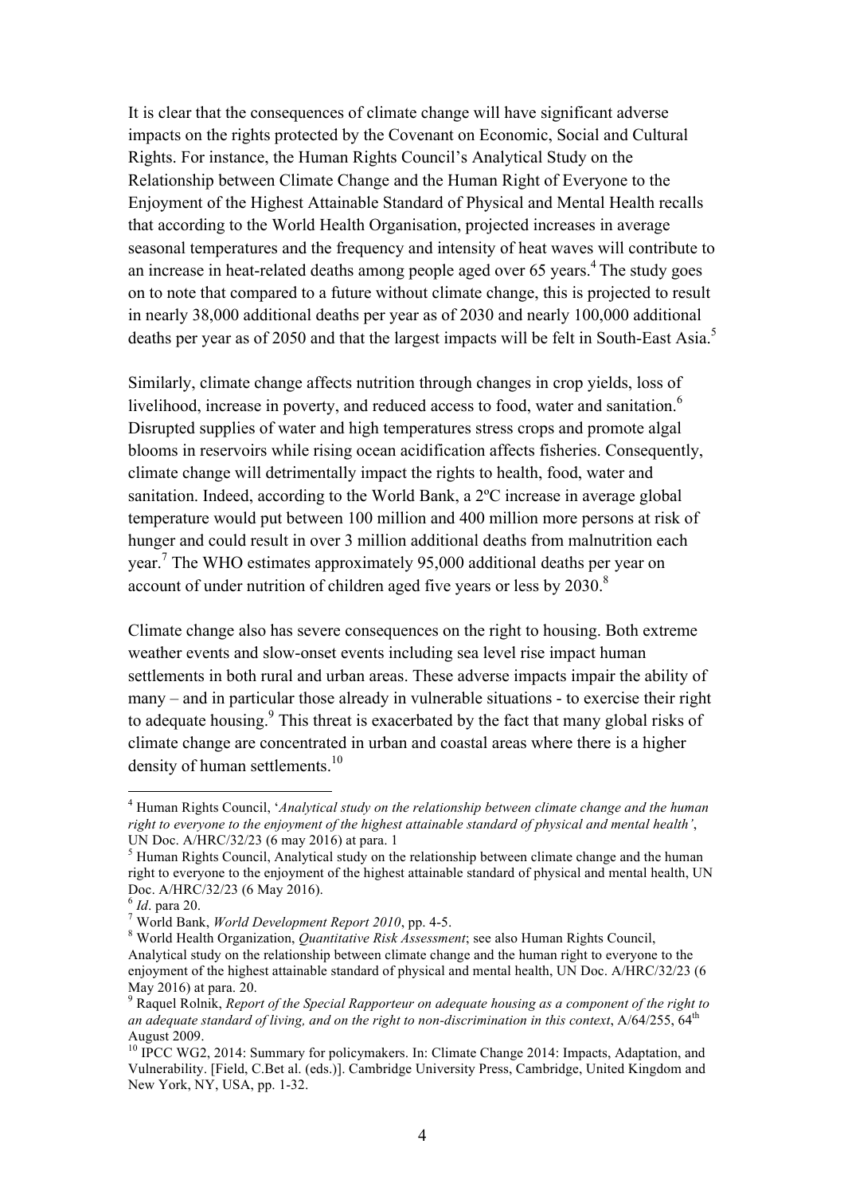It is clear that the consequences of climate change will have significant adverse impacts on the rights protected by the Covenant on Economic, Social and Cultural Rights. For instance, the Human Rights Council's Analytical Study on the Relationship between Climate Change and the Human Right of Everyone to the Enjoyment of the Highest Attainable Standard of Physical and Mental Health recalls that according to the World Health Organisation, projected increases in average seasonal temperatures and the frequency and intensity of heat waves will contribute to an increase in heat-related deaths among people aged over 65 years.[4] The study goes on to note that compared to a future without climate change, this is projected to result in nearly 38,000 additional deaths per year as of 2030 and nearly 100,000 additional deaths per year as of 2050 and that the largest impacts will be felt in South-East Asia.[5]

Similarly, climate change affects nutrition through changes in crop yields, loss of livelihood, increase in poverty, and reduced access to food, water and sanitation.[6] Disrupted supplies of water and high temperatures stress crops and promote algal blooms in reservoirs while rising ocean acidification affects fisheries. Consequently, climate change will detrimentally impact the rights to health, food, water and sanitation. Indeed, according to the World Bank, a 2ºC increase in average global temperature would put between 100 million and 400 million more persons at risk of hunger and could result in over 3 million additional deaths from malnutrition each year.[7] The WHO estimates approximately 95,000 additional deaths per year on account of under nutrition of children aged five years or less by 2030.[8]

Climate change also has severe consequences on the right to housing. Both extreme weather events and slow-onset events including sea level rise impact human settlements in both rural and urban areas. These adverse impacts impair the ability of many – and in particular those already in vulnerable situations - to exercise their right to adequate housing.[9] This threat is exacerbated by the fact that many global risks of climate change are concentrated in urban and coastal areas where there is a higher density of human settlements.[10]

---

[4] Human Rights Council, '*Analytical study on the relationship between climate change and the human right to everyone to the enjoyment of the highest attainable standard of physical and mental health'*, UN Doc. A/HRC/32/23 (6 may 2016) at para. 1

[5] Human Rights Council, Analytical study on the relationship between climate change and the human right to everyone to the enjoyment of the highest attainable standard of physical and mental health, UN Doc. A/HRC/32/23 (6 May 2016).

[6] *Id*. para 20.

[7] World Bank, *World Development Report 2010*, pp. 4-5.

[8] World Health Organization, *Quantitative Risk Assessment*; see also Human Rights Council, Analytical study on the relationship between climate change and the human right to everyone to the enjoyment of the highest attainable standard of physical and mental health, UN Doc. A/HRC/32/23 (6 May 2016) at para. 20.

[9] Raquel Rolnik, *Report of the Special Rapporteur on adequate housing as a component of the right to an adequate standard of living, and on the right to non-discrimination in this context*, A/64/255, 64th August 2009.

[10] IPCC WG2, 2014: Summary for policymakers. In: Climate Change 2014: Impacts, Adaptation, and Vulnerability. [Field, C.Bet al. (eds.)]. Cambridge University Press, Cambridge, United Kingdom and New York, NY, USA, pp. 1-32.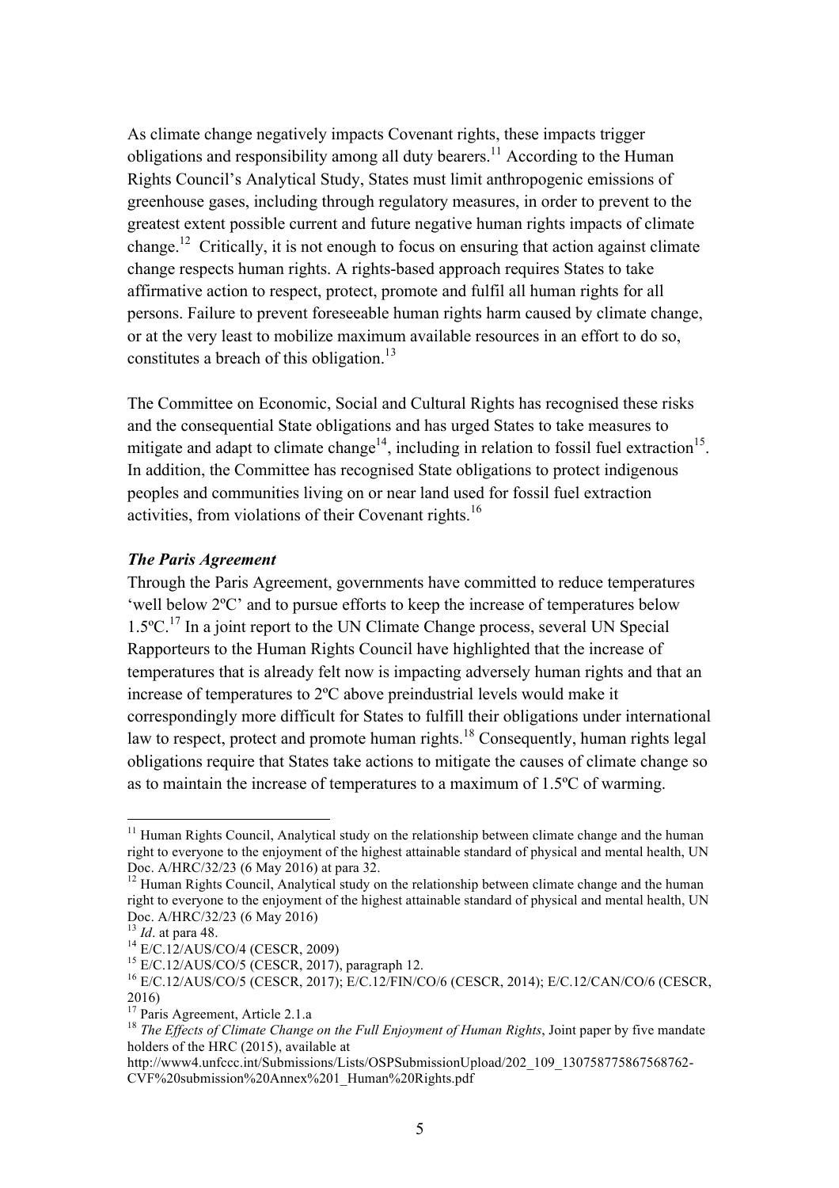As climate change negatively impacts Covenant rights, these impacts trigger obligations and responsibility among all duty bearers.[11] According to the Human Rights Council's Analytical Study, States must limit anthropogenic emissions of greenhouse gases, including through regulatory measures, in order to prevent to the greatest extent possible current and future negative human rights impacts of climate change.[12] Critically, it is not enough to focus on ensuring that action against climate change respects human rights. A rights-based approach requires States to take affirmative action to respect, protect, promote and fulfil all human rights for all persons. Failure to prevent foreseeable human rights harm caused by climate change, or at the very least to mobilize maximum available resources in an effort to do so, constitutes a breach of this obligation.[13]

The Committee on Economic, Social and Cultural Rights has recognised these risks and the consequential State obligations and has urged States to take measures to mitigate and adapt to climate change[14], including in relation to fossil fuel extraction[15]. In addition, the Committee has recognised State obligations to protect indigenous peoples and communities living on or near land used for fossil fuel extraction activities, from violations of their Covenant rights.[16]

### *The Paris Agreement*

Through the Paris Agreement, governments have committed to reduce temperatures 'well below 2ºC' and to pursue efforts to keep the increase of temperatures below 1.5ºC.[17] In a joint report to the UN Climate Change process, several UN Special Rapporteurs to the Human Rights Council have highlighted that the increase of temperatures that is already felt now is impacting adversely human rights and that an increase of temperatures to 2ºC above preindustrial levels would make it correspondingly more difficult for States to fulfill their obligations under international law to respect, protect and promote human rights.[18] Consequently, human rights legal obligations require that States take actions to mitigate the causes of climate change so as to maintain the increase of temperatures to a maximum of 1.5ºC of warming.

---

[11] Human Rights Council, Analytical study on the relationship between climate change and the human right to everyone to the enjoyment of the highest attainable standard of physical and mental health, UN Doc. A/HRC/32/23 (6 May 2016) at para 32.

[12] Human Rights Council, Analytical study on the relationship between climate change and the human right to everyone to the enjoyment of the highest attainable standard of physical and mental health, UN Doc. A/HRC/32/23 (6 May 2016)

[13] *Id*. at para 48.

[14] E/C.12/AUS/CO/4 (CESCR, 2009)

[15] E/C.12/AUS/CO/5 (CESCR, 2017), paragraph 12.

[16] E/C.12/AUS/CO/5 (CESCR, 2017); E/C.12/FIN/CO/6 (CESCR, 2014); E/C.12/CAN/CO/6 (CESCR, 2016)

[17] Paris Agreement, Article 2.1.a

[18] *The Effects of Climate Change on the Full Enjoyment of Human Rights*, Joint paper by five mandate holders of the HRC (2015), available at http://www4.unfccc.int/Submissions/Lists/OSPSubmissionUpload/202_109_130758775867568762-CVF%20submission%20Annex%201_Human%20Rights.pdf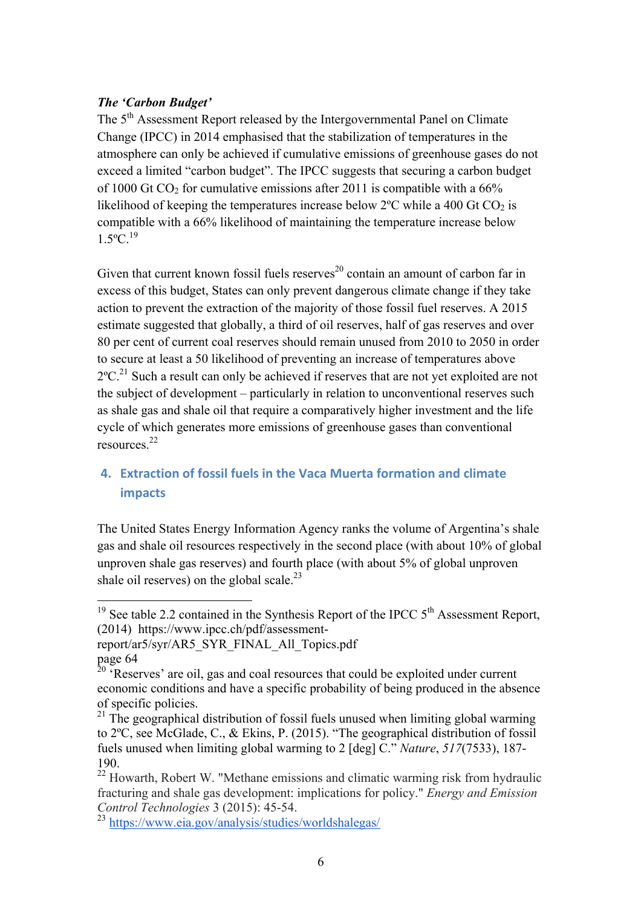*The 'Carbon Budget'*

The 5th Assessment Report released by the Intergovernmental Panel on Climate Change (IPCC) in 2014 emphasised that the stabilization of temperatures in the atmosphere can only be achieved if cumulative emissions of greenhouse gases do not exceed a limited "carbon budget". The IPCC suggests that securing a carbon budget of 1000 Gt $CO_2$ for cumulative emissions after 2011 is compatible with a 66% likelihood of keeping the temperatures increase below 2ºC while a 400 Gt $CO_2$ is compatible with a 66% likelihood of maintaining the temperature increase below 1.5ºC.[19]

Given that current known fossil fuels reserves[20] contain an amount of carbon far in excess of this budget, States can only prevent dangerous climate change if they take action to prevent the extraction of the majority of those fossil fuel reserves. A 2015 estimate suggested that globally, a third of oil reserves, half of gas reserves and over 80 per cent of current coal reserves should remain unused from 2010 to 2050 in order to secure at least a 50 likelihood of preventing an increase of temperatures above 2ºC.[21] Such a result can only be achieved if reserves that are not yet exploited are not the subject of development – particularly in relation to unconventional reserves such as shale gas and shale oil that require a comparatively higher investment and the life cycle of which generates more emissions of greenhouse gases than conventional resources.[22]

## 4. Extraction of fossil fuels in the Vaca Muerta formation and climate impacts

The United States Energy Information Agency ranks the volume of Argentina's shale gas and shale oil resources respectively in the second place (with about 10% of global unproven shale gas reserves) and fourth place (with about 5% of global unproven shale oil reserves) on the global scale.[23]

---

[19] See table 2.2 contained in the Synthesis Report of the IPCC 5th Assessment Report, (2014) https://www.ipcc.ch/pdf/assessment-report/ar5/syr/AR5_SYR_FINAL_All_Topics.pdf page 64

[20] 'Reserves' are oil, gas and coal resources that could be exploited under current economic conditions and have a specific probability of being produced in the absence of specific policies.

[21] The geographical distribution of fossil fuels unused when limiting global warming to 2ºC, see McGlade, C., & Ekins, P. (2015). "The geographical distribution of fossil fuels unused when limiting global warming to 2 [deg] C." *Nature*, *517*(7533), 187-190.

[22] Howarth, Robert W. "Methane emissions and climatic warming risk from hydraulic fracturing and shale gas development: implications for policy." *Energy and Emission Control Technologies* 3 (2015): 45-54.

[23] https://www.eia.gov/analysis/studies/worldshalegas/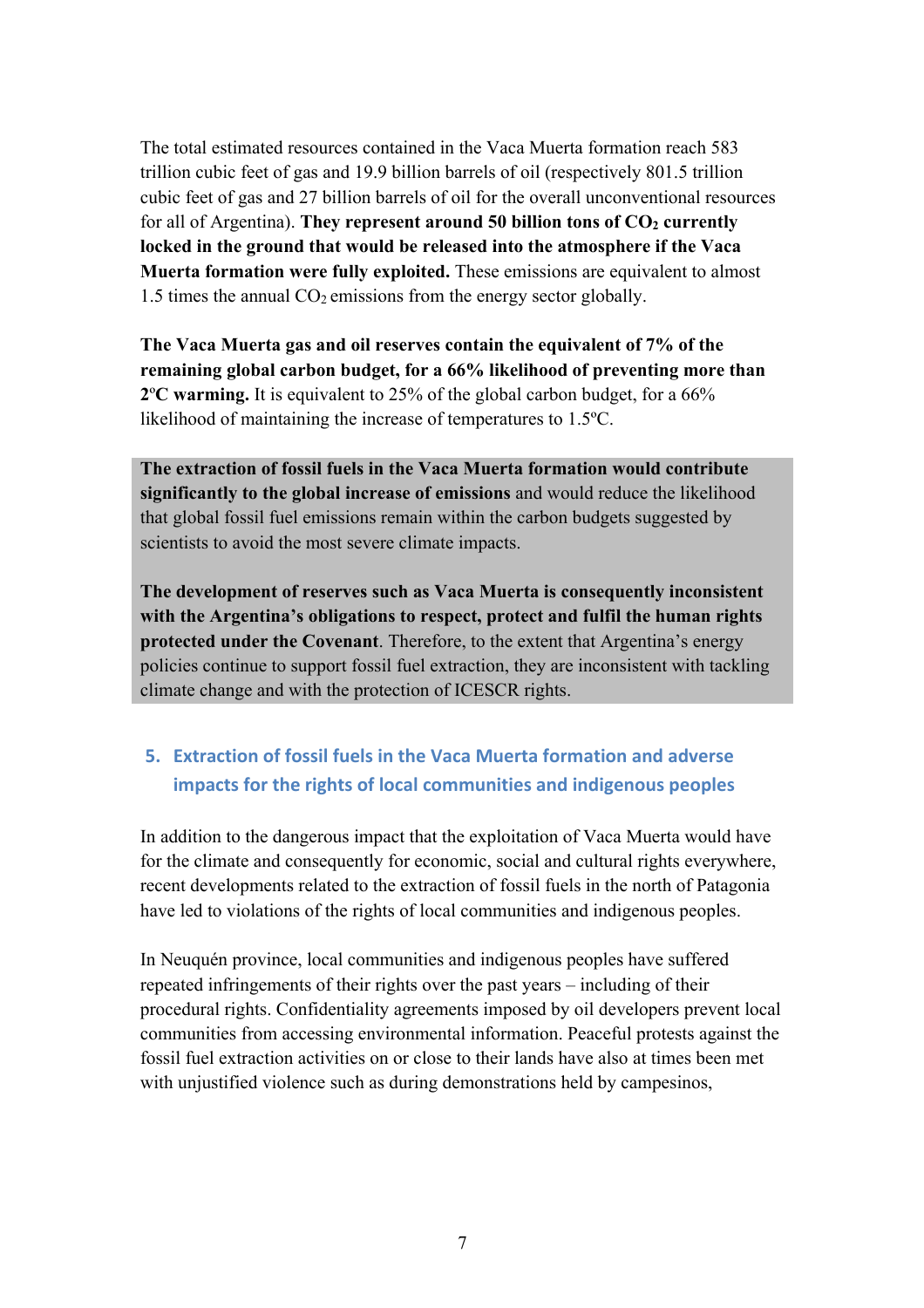The total estimated resources contained in the Vaca Muerta formation reach 583 trillion cubic feet of gas and 19.9 billion barrels of oil (respectively 801.5 trillion cubic feet of gas and 27 billion barrels of oil for the overall unconventional resources for all of Argentina). **They represent around 50 billion tons of $CO_2$ currently locked in the ground that would be released into the atmosphere if the Vaca Muerta formation were fully exploited.** These emissions are equivalent to almost 1.5 times the annual $CO_2$ emissions from the energy sector globally.

**The Vaca Muerta gas and oil reserves contain the equivalent of 7% of the remaining global carbon budget, for a 66% likelihood of preventing more than 2ºC warming.** It is equivalent to 25% of the global carbon budget, for a 66% likelihood of maintaining the increase of temperatures to 1.5ºC.

**The extraction of fossil fuels in the Vaca Muerta formation would contribute significantly to the global increase of emissions** and would reduce the likelihood that global fossil fuel emissions remain within the carbon budgets suggested by scientists to avoid the most severe climate impacts.

**The development of reserves such as Vaca Muerta is consequently inconsistent with the Argentina's obligations to respect, protect and fulfil the human rights protected under the Covenant**. Therefore, to the extent that Argentina's energy policies continue to support fossil fuel extraction, they are inconsistent with tackling climate change and with the protection of ICESCR rights.

## 5. Extraction of fossil fuels in the Vaca Muerta formation and adverse impacts for the rights of local communities and indigenous peoples

In addition to the dangerous impact that the exploitation of Vaca Muerta would have for the climate and consequently for economic, social and cultural rights everywhere, recent developments related to the extraction of fossil fuels in the north of Patagonia have led to violations of the rights of local communities and indigenous peoples.

In Neuquén province, local communities and indigenous peoples have suffered repeated infringements of their rights over the past years – including of their procedural rights. Confidentiality agreements imposed by oil developers prevent local communities from accessing environmental information. Peaceful protests against the fossil fuel extraction activities on or close to their lands have also at times been met with unjustified violence such as during demonstrations held by campesinos,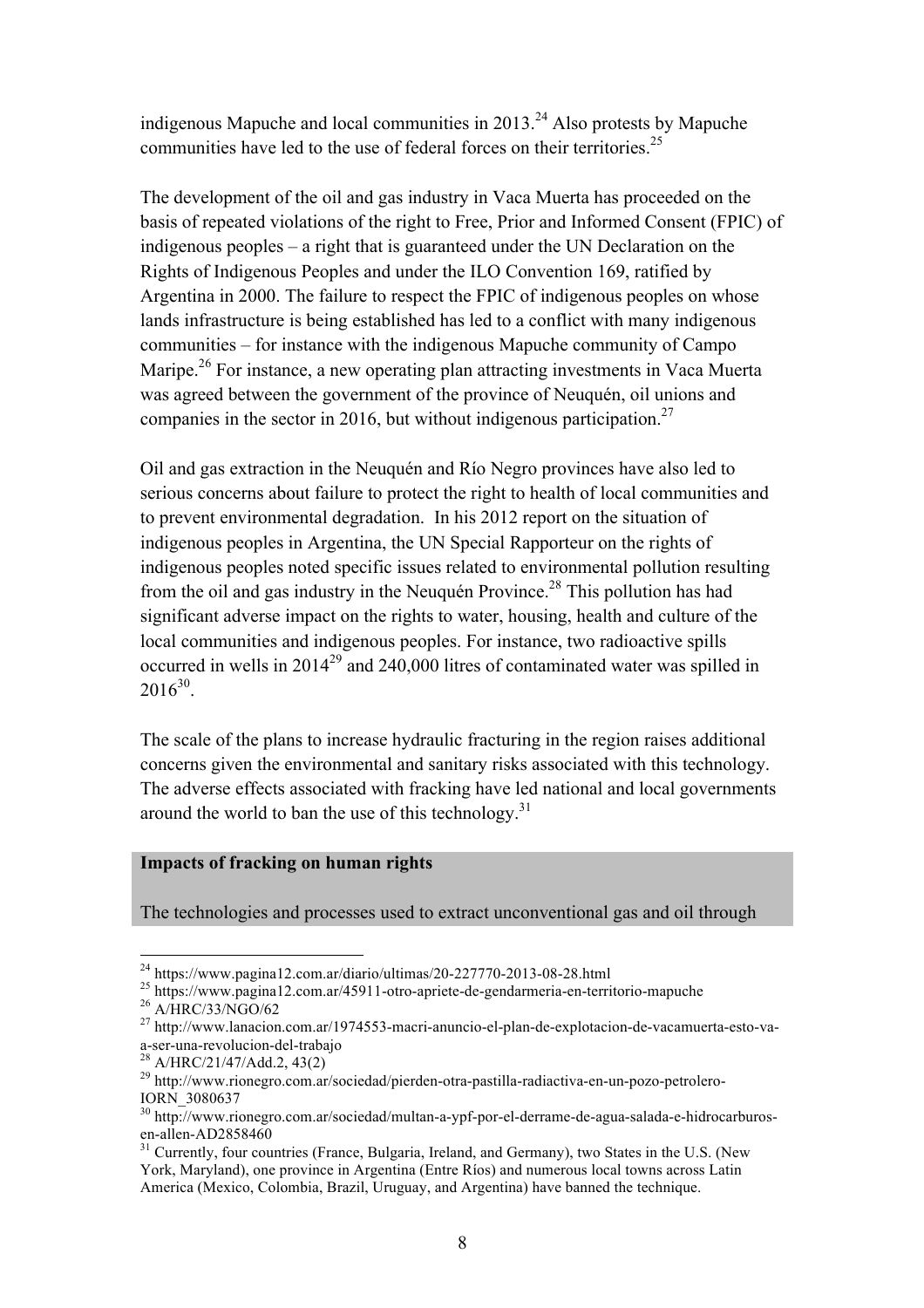indigenous Mapuche and local communities in 2013.[24] Also protests by Mapuche communities have led to the use of federal forces on their territories.[25]

The development of the oil and gas industry in Vaca Muerta has proceeded on the basis of repeated violations of the right to Free, Prior and Informed Consent (FPIC) of indigenous peoples – a right that is guaranteed under the UN Declaration on the Rights of Indigenous Peoples and under the ILO Convention 169, ratified by Argentina in 2000. The failure to respect the FPIC of indigenous peoples on whose lands infrastructure is being established has led to a conflict with many indigenous communities – for instance with the indigenous Mapuche community of Campo Maripe.[26] For instance, a new operating plan attracting investments in Vaca Muerta was agreed between the government of the province of Neuquén, oil unions and companies in the sector in 2016, but without indigenous participation.[27]

Oil and gas extraction in the Neuquén and Río Negro provinces have also led to serious concerns about failure to protect the right to health of local communities and to prevent environmental degradation. In his 2012 report on the situation of indigenous peoples in Argentina, the UN Special Rapporteur on the rights of indigenous peoples noted specific issues related to environmental pollution resulting from the oil and gas industry in the Neuquén Province.[28] This pollution has had significant adverse impact on the rights to water, housing, health and culture of the local communities and indigenous peoples. For instance, two radioactive spills occurred in wells in 2014[29] and 240,000 litres of contaminated water was spilled in 2016[30].

The scale of the plans to increase hydraulic fracturing in the region raises additional concerns given the environmental and sanitary risks associated with this technology. The adverse effects associated with fracking have led national and local governments around the world to ban the use of this technology.[31]

**Impacts of fracking on human rights**

The technologies and processes used to extract unconventional gas and oil through

---

[24] https://www.pagina12.com.ar/diario/ultimas/20-227770-2013-08-28.html

[25] https://www.pagina12.com.ar/45911-otro-apriete-de-gendarmeria-en-territorio-mapuche

[26] A/HRC/33/NGO/62

[27] http://www.lanacion.com.ar/1974553-macri-anuncio-el-plan-de-explotacion-de-vacamuerta-esto-va-a-ser-una-revolucion-del-trabajo

[28] A/HRC/21/47/Add.2, 43(2)

[29] http://www.rionegro.com.ar/sociedad/pierden-otra-pastilla-radiactiva-en-un-pozo-petrolero-IORN_3080637

[30] http://www.rionegro.com.ar/sociedad/multan-a-ypf-por-el-derrame-de-agua-salada-e-hidrocarburos-en-allen-AD2858460

[31] Currently, four countries (France, Bulgaria, Ireland, and Germany), two States in the U.S. (New York, Maryland), one province in Argentina (Entre Ríos) and numerous local towns across Latin America (Mexico, Colombia, Brazil, Uruguay, and Argentina) have banned the technique.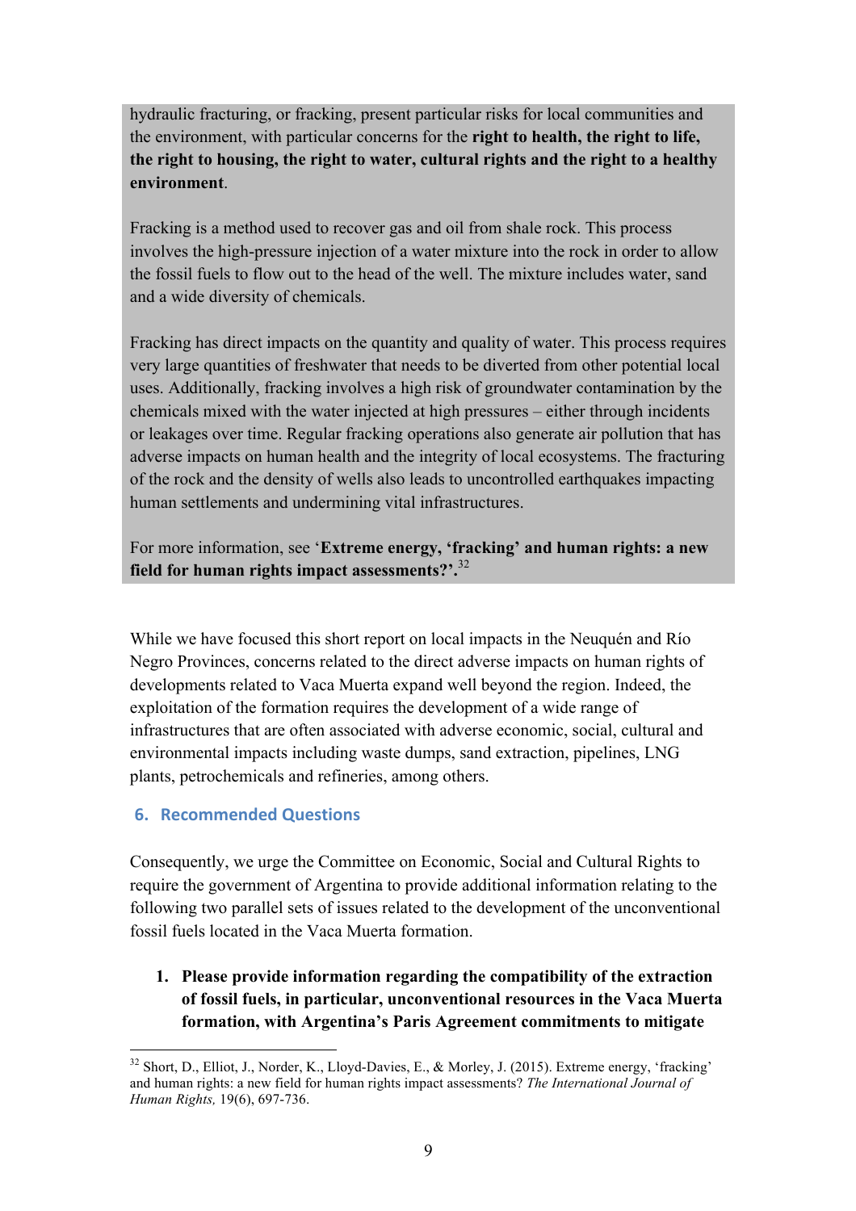hydraulic fracturing, or fracking, present particular risks for local communities and the environment, with particular concerns for the **right to health, the right to life, the right to housing, the right to water, cultural rights and the right to a healthy environment**.

Fracking is a method used to recover gas and oil from shale rock. This process involves the high-pressure injection of a water mixture into the rock in order to allow the fossil fuels to flow out to the head of the well. The mixture includes water, sand and a wide diversity of chemicals.

Fracking has direct impacts on the quantity and quality of water. This process requires very large quantities of freshwater that needs to be diverted from other potential local uses. Additionally, fracking involves a high risk of groundwater contamination by the chemicals mixed with the water injected at high pressures – either through incidents or leakages over time. Regular fracking operations also generate air pollution that has adverse impacts on human health and the integrity of local ecosystems. The fracturing of the rock and the density of wells also leads to uncontrolled earthquakes impacting human settlements and undermining vital infrastructures.

For more information, see '**Extreme energy, 'fracking' and human rights: a new field for human rights impact assessments?'**.[32]

While we have focused this short report on local impacts in the Neuquén and Río Negro Provinces, concerns related to the direct adverse impacts on human rights of developments related to Vaca Muerta expand well beyond the region. Indeed, the exploitation of the formation requires the development of a wide range of infrastructures that are often associated with adverse economic, social, cultural and environmental impacts including waste dumps, sand extraction, pipelines, LNG plants, petrochemicals and refineries, among others.

## 6. Recommended Questions

Consequently, we urge the Committee on Economic, Social and Cultural Rights to require the government of Argentina to provide additional information relating to the following two parallel sets of issues related to the development of the unconventional fossil fuels located in the Vaca Muerta formation.

1. **Please provide information regarding the compatibility of the extraction of fossil fuels, in particular, unconventional resources in the Vaca Muerta formation, with Argentina's Paris Agreement commitments to mitigate**

---

[32] Short, D., Elliot, J., Norder, K., Lloyd-Davies, E., & Morley, J. (2015). Extreme energy, 'fracking' and human rights: a new field for human rights impact assessments? *The International Journal of Human Rights,* 19(6), 697-736.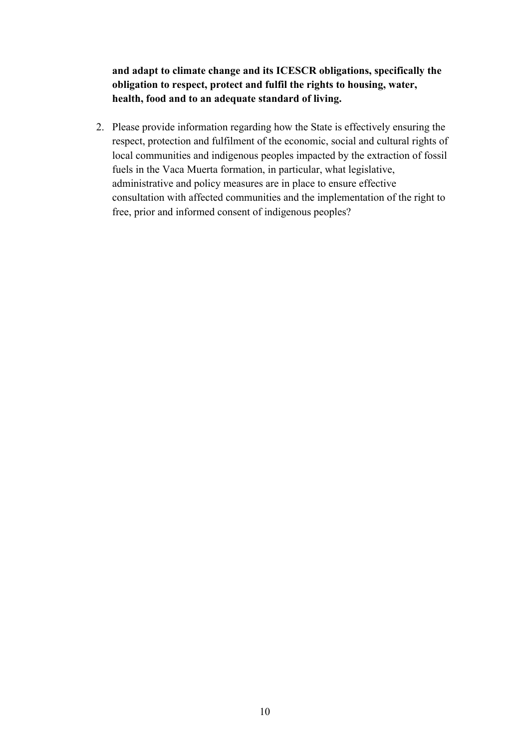**and adapt to climate change and its ICESCR obligations, specifically the obligation to respect, protect and fulfil the rights to housing, water, health, food and to an adequate standard of living.**

2. Please provide information regarding how the State is effectively ensuring the respect, protection and fulfilment of the economic, social and cultural rights of local communities and indigenous peoples impacted by the extraction of fossil fuels in the Vaca Muerta formation, in particular, what legislative, administrative and policy measures are in place to ensure effective consultation with affected communities and the implementation of the right to free, prior and informed consent of indigenous peoples?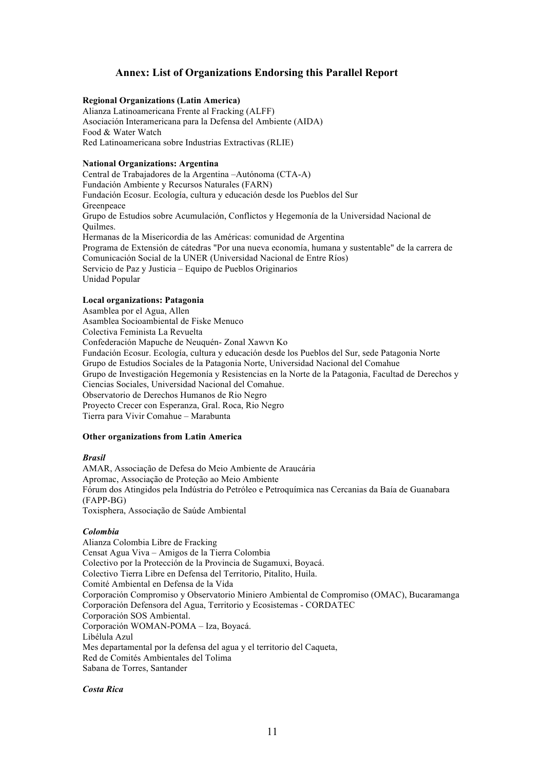## Annex: List of Organizations Endorsing this Parallel Report

**Regional Organizations (Latin America)**

Alianza Latinoamericana Frente al Fracking (ALFF)
Asociación Interamericana para la Defensa del Ambiente (AIDA)
Food & Water Watch
Red Latinoamericana sobre Industrias Extractivas (RLIE)

**National Organizations: Argentina**

Central de Trabajadores de la Argentina –Autónoma (CTA-A)
Fundación Ambiente y Recursos Naturales (FARN)
Fundación Ecosur. Ecología, cultura y educación desde los Pueblos del Sur
Greenpeace
Grupo de Estudios sobre Acumulación, Conflictos y Hegemonía de la Universidad Nacional de Quilmes.
Hermanas de la Misericordia de las Américas: comunidad de Argentina
Programa de Extensión de cátedras "Por una nueva economía, humana y sustentable" de la carrera de Comunicación Social de la UNER (Universidad Nacional de Entre Ríos)
Servicio de Paz y Justicia – Equipo de Pueblos Originarios
Unidad Popular

**Local organizations: Patagonia**

Asamblea por el Agua, Allen
Asamblea Socioambiental de Fiske Menuco
Colectiva Feminista La Revuelta
Confederación Mapuche de Neuquén- Zonal Xawvn Ko
Fundación Ecosur. Ecología, cultura y educación desde los Pueblos del Sur, sede Patagonia Norte
Grupo de Estudios Sociales de la Patagonia Norte, Universidad Nacional del Comahue
Grupo de Investigación Hegemonía y Resistencias en la Norte de la Patagonia, Facultad de Derechos y Ciencias Sociales, Universidad Nacional del Comahue.
Observatorio de Derechos Humanos de Rio Negro
Proyecto Crecer con Esperanza, Gral. Roca, Rio Negro
Tierra para Vivir Comahue – Marabunta

**Other organizations from Latin America**

***Brasil***

AMAR, Associação de Defesa do Meio Ambiente de Araucária
Apromac, Associação de Proteção ao Meio Ambiente
Fórum dos Atingidos pela Indústria do Petróleo e Petroquímica nas Cercanias da Baía de Guanabara (FAPP-BG)
Toxisphera, Associação de Saúde Ambiental

***Colombia***

Alianza Colombia Libre de Fracking
Censat Agua Viva – Amigos de la Tierra Colombia
Colectivo por la Protección de la Provincia de Sugamuxi, Boyacá.
Colectivo Tierra Libre en Defensa del Territorio, Pitalito, Huila.
Comité Ambiental en Defensa de la Vida
Corporación Compromiso y Observatorio Minero Ambiental de Compromiso (OMAC), Bucaramanga
Corporación Defensora del Agua, Territorio y Ecosistemas - CORDATEC
Corporación SOS Ambiental.
Corporación WOMAN-POMA – Iza, Boyacá.
Libélula Azul
Mes departamental por la defensa del agua y el territorio del Caqueta,
Red de Comités Ambientales del Tolima
Sabana de Torres, Santander

***Costa Rica***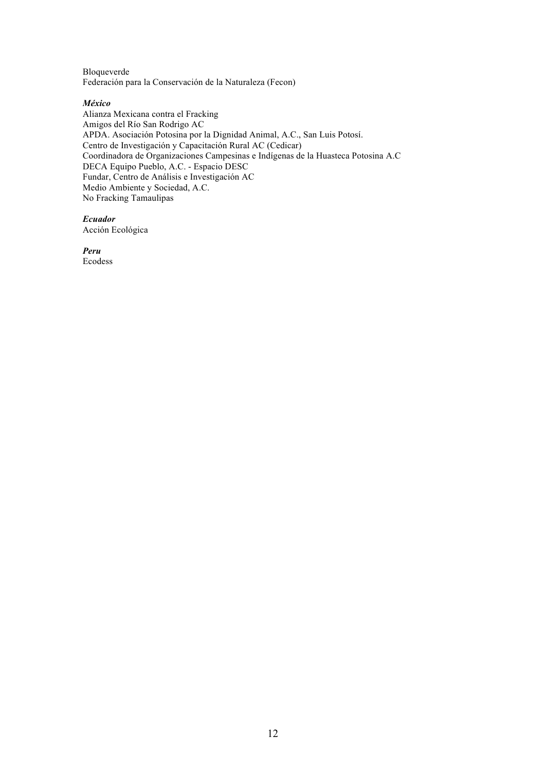Bloqueverde
Federación para la Conservación de la Naturaleza (Fecon)

***México***
Alianza Mexicana contra el Fracking
Amigos del Río San Rodrigo AC
APDA. Asociación Potosina por la Dignidad Animal, A.C., San Luis Potosí.
Centro de Investigación y Capacitación Rural AC (Cedicar)
Coordinadora de Organizaciones Campesinas e Indígenas de la Huasteca Potosina A.C
DECA Equipo Pueblo, A.C. - Espacio DESC
Fundar, Centro de Análisis e Investigación AC
Medio Ambiente y Sociedad, A.C.
No Fracking Tamaulipas

***Ecuador***
Acción Ecológica

***Peru***
Ecodess